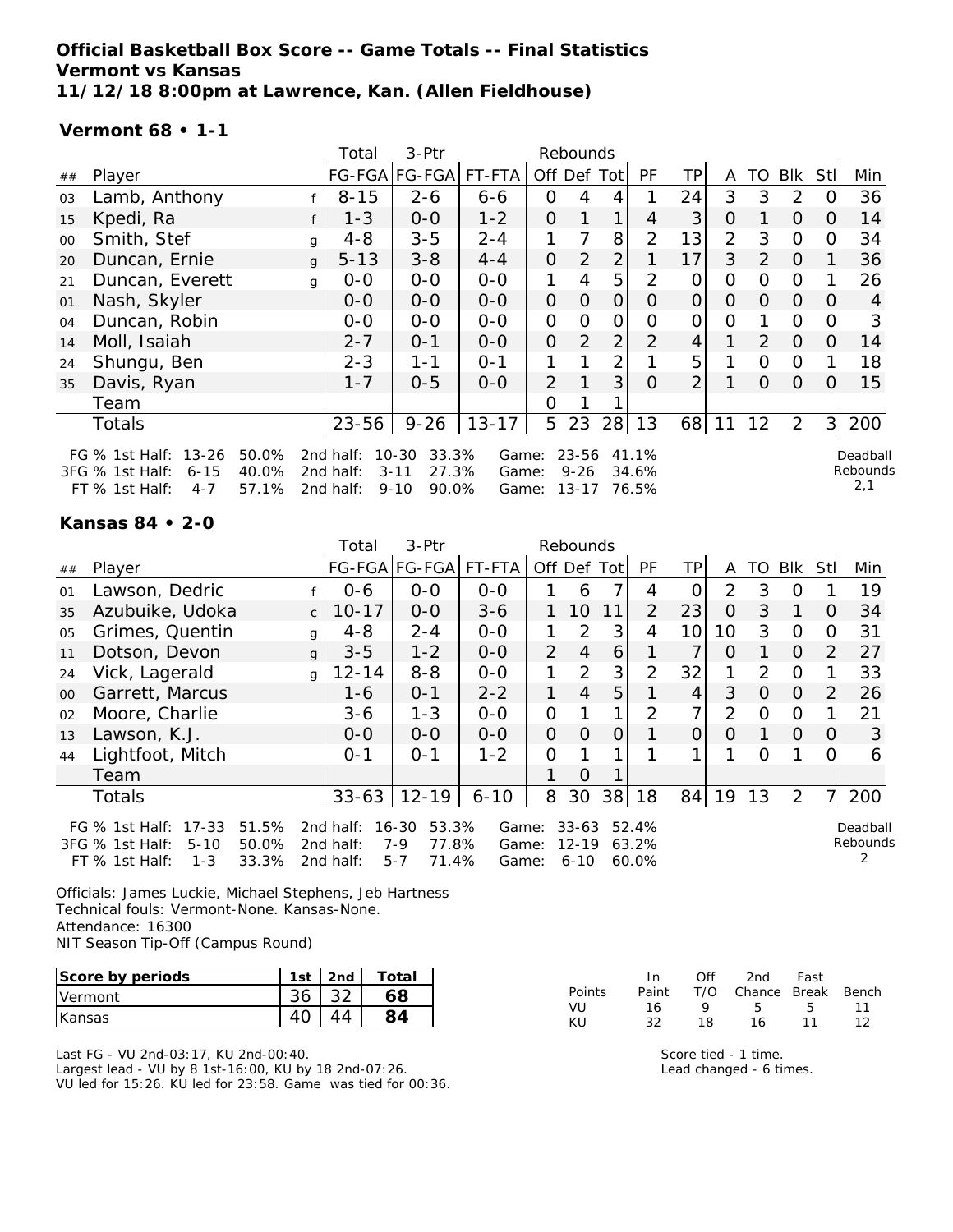**Official Basketball Box Score -- Game Totals -- Final Statistics**
**Vermont vs Kansas**
**11/12/18 8:00pm at Lawrence, Kan. (Allen Fieldhouse)**

### Vermont 68 • 1-1

| ## | Player | | Total FG-FGA | 3-Ptr FG-FGA | FT-FTA | Rebounds Off | Def | Tot | PF | TP | A | TO | Blk | Stl | Min |
|---|---|---|---|---|---|---|---|---|---|---|---|---|---|---|---|
| 03 | Lamb, Anthony | f | 8-15 | 2-6 | 6-6 | 0 | 4 | 4 | 1 | 24 | 3 | 3 | 2 | 0 | 36 |
| 15 | Kpedi, Ra | f | 1-3 | 0-0 | 1-2 | 0 | 1 | 1 | 4 | 3 | 0 | 1 | 0 | 0 | 14 |
| 00 | Smith, Stef | g | 4-8 | 3-5 | 2-4 | 1 | 7 | 8 | 2 | 13 | 2 | 3 | 0 | 0 | 34 |
| 20 | Duncan, Ernie | g | 5-13 | 3-8 | 4-4 | 0 | 2 | 2 | 1 | 17 | 3 | 2 | 0 | 1 | 36 |
| 21 | Duncan, Everett | g | 0-0 | 0-0 | 0-0 | 1 | 4 | 5 | 2 | 0 | 0 | 0 | 0 | 1 | 26 |
| 01 | Nash, Skyler | | 0-0 | 0-0 | 0-0 | 0 | 0 | 0 | 0 | 0 | 0 | 0 | 0 | 0 | 4 |
| 04 | Duncan, Robin | | 0-0 | 0-0 | 0-0 | 0 | 0 | 0 | 0 | 0 | 0 | 1 | 0 | 0 | 3 |
| 14 | Moll, Isaiah | | 2-7 | 0-1 | 0-0 | 0 | 2 | 2 | 2 | 4 | 1 | 2 | 0 | 0 | 14 |
| 24 | Shungu, Ben | | 2-3 | 1-1 | 0-1 | 1 | 1 | 2 | 1 | 5 | 1 | 0 | 0 | 1 | 18 |
| 35 | Davis, Ryan | | 1-7 | 0-5 | 0-0 | 2 | 1 | 3 | 0 | 2 | 1 | 0 | 0 | 0 | 15 |
| | Team | | | | | 0 | 1 | 1 | | | | | | | |
| | Totals | | 23-56 | 9-26 | 13-17 | 5 | 23 | 28 | 13 | 68 | 11 | 12 | 2 | 3 | 200 |

FG % 1st Half: 13-26 50.0% 2nd half: 10-30 33.3% Game: 23-56 41.1%
3FG % 1st Half: 6-15 40.0% 2nd half: 3-11 27.3% Game: 9-26 34.6%
FT % 1st Half: 4-7 57.1% 2nd half: 9-10 90.0% Game: 13-17 76.5%

Deadball Rebounds 2,1

### Kansas 84 • 2-0

| ## | Player | | Total FG-FGA | 3-Ptr FG-FGA | FT-FTA | Rebounds Off | Def | Tot | PF | TP | A | TO | Blk | Stl | Min |
|---|---|---|---|---|---|---|---|---|---|---|---|---|---|---|---|
| 01 | Lawson, Dedric | f | 0-6 | 0-0 | 0-0 | 1 | 6 | 7 | 4 | 0 | 2 | 3 | 0 | 1 | 19 |
| 35 | Azubuike, Udoka | c | 10-17 | 0-0 | 3-6 | 1 | 10 | 11 | 2 | 23 | 0 | 3 | 1 | 0 | 34 |
| 05 | Grimes, Quentin | g | 4-8 | 2-4 | 0-0 | 1 | 2 | 3 | 4 | 10 | 10 | 3 | 0 | 0 | 31 |
| 11 | Dotson, Devon | g | 3-5 | 1-2 | 0-0 | 2 | 4 | 6 | 1 | 7 | 0 | 1 | 0 | 2 | 27 |
| 24 | Vick, Lagerald | g | 12-14 | 8-8 | 0-0 | 1 | 2 | 3 | 2 | 32 | 1 | 2 | 0 | 1 | 33 |
| 00 | Garrett, Marcus | | 1-6 | 0-1 | 2-2 | 1 | 4 | 5 | 1 | 4 | 3 | 0 | 0 | 2 | 26 |
| 02 | Moore, Charlie | | 3-6 | 1-3 | 0-0 | 0 | 1 | 1 | 2 | 7 | 2 | 0 | 0 | 1 | 21 |
| 13 | Lawson, K.J. | | 0-0 | 0-0 | 0-0 | 0 | 0 | 0 | 1 | 0 | 0 | 1 | 0 | 0 | 3 |
| 44 | Lightfoot, Mitch | | 0-1 | 0-1 | 1-2 | 0 | 1 | 1 | 1 | 1 | 1 | 0 | 1 | 0 | 6 |
| | Team | | | | | 1 | 0 | 1 | | | | | | | |
| | Totals | | 33-63 | 12-19 | 6-10 | 8 | 30 | 38 | 18 | 84 | 19 | 13 | 2 | 7 | 200 |

FG % 1st Half: 17-33 51.5% 2nd half: 16-30 53.3% Game: 33-63 52.4%
3FG % 1st Half: 5-10 50.0% 2nd half: 7-9 77.8% Game: 12-19 63.2%
FT % 1st Half: 1-3 33.3% 2nd half: 5-7 71.4% Game: 6-10 60.0%

Deadball Rebounds 2

Officials: James Luckie, Michael Stephens, Jeb Hartness
Technical fouls: Vermont-None. Kansas-None.
Attendance: 16300
NIT Season Tip-Off (Campus Round)

| Score by periods | 1st | 2nd | Total |
|---|---|---|---|
| Vermont | 36 | 32 | 68 |
| Kansas | 40 | 44 | 84 |

| Points | In Paint | Off T/O | 2nd Chance | Fast Break | Bench |
|---|---|---|---|---|---|
| VU | 16 | 9 | 5 | 5 | 11 |
| KU | 32 | 18 | 16 | 11 | 12 |

Last FG - VU 2nd-03:17, KU 2nd-00:40.
Largest lead - VU by 8 1st-16:00, KU by 18 2nd-07:26.
VU led for 15:26. KU led for 23:58. Game was tied for 00:36.

Score tied - 1 time.
Lead changed - 6 times.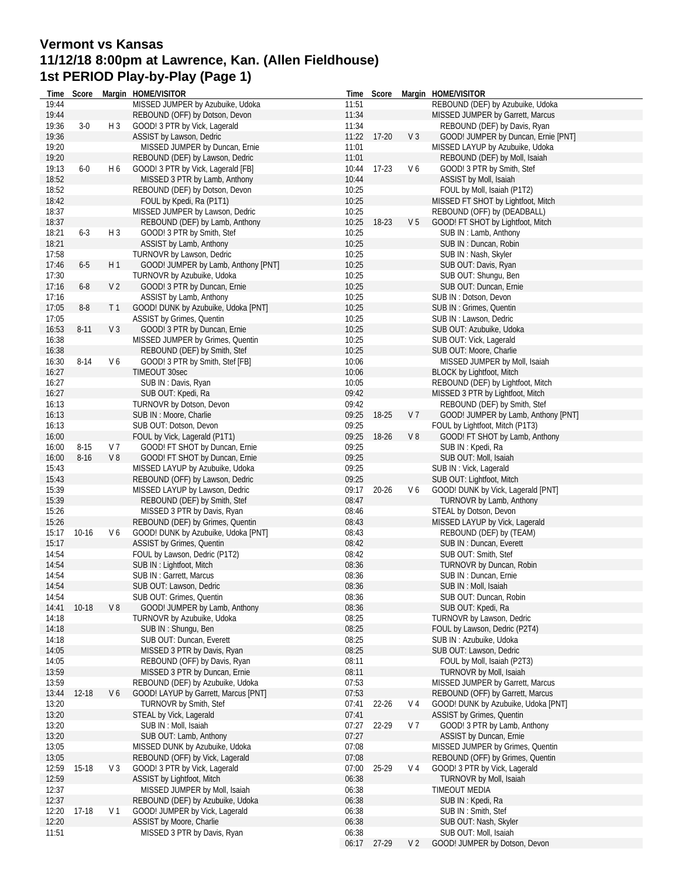# Vermont vs Kansas
## 11/12/18 8:00pm at Lawrence, Kan. (Allen Fieldhouse)
## 1st PERIOD Play-by-Play (Page 1)

| Time | Score | Margin | HOME/VISITOR |
|---|---|---|---|
| 19:44 | | | MISSED JUMPER by Azubuike, Udoka |
| 19:44 | | | REBOUND (OFF) by Dotson, Devon |
| 19:36 | 3-0 | H 3 | GOOD! 3 PTR by Vick, Lagerald |
| 19:36 | | | ASSIST by Lawson, Dedric |
| 19:20 | | | MISSED JUMPER by Duncan, Ernie |
| 19:20 | | | REBOUND (DEF) by Lawson, Dedric |
| 19:13 | 6-0 | H 6 | GOOD! 3 PTR by Vick, Lagerald [FB] |
| 18:52 | | | MISSED 3 PTR by Lamb, Anthony |
| 18:52 | | | REBOUND (DEF) by Dotson, Devon |
| 18:42 | | | FOUL by Kpedi, Ra (P1T1) |
| 18:37 | | | MISSED JUMPER by Lawson, Dedric |
| 18:37 | | | REBOUND (DEF) by Lamb, Anthony |
| 18:21 | 6-3 | H 3 | GOOD! 3 PTR by Smith, Stef |
| 18:21 | | | ASSIST by Lamb, Anthony |
| 17:58 | | | TURNOVR by Lawson, Dedric |
| 17:46 | 6-5 | H 1 | GOOD! JUMPER by Lamb, Anthony [PNT] |
| 17:30 | | | TURNOVR by Azubuike, Udoka |
| 17:16 | 6-8 | V 2 | GOOD! 3 PTR by Duncan, Ernie |
| 17:16 | | | ASSIST by Lamb, Anthony |
| 17:05 | 8-8 | T 1 | GOOD! DUNK by Azubuike, Udoka [PNT] |
| 17:05 | | | ASSIST by Grimes, Quentin |
| 16:53 | 8-11 | V 3 | GOOD! 3 PTR by Duncan, Ernie |
| 16:38 | | | MISSED JUMPER by Grimes, Quentin |
| 16:38 | | | REBOUND (DEF) by Smith, Stef |
| 16:30 | 8-14 | V 6 | GOOD! 3 PTR by Smith, Stef [FB] |
| 16:27 | | | TIMEOUT 30sec |
| 16:27 | | | SUB IN : Davis, Ryan |
| 16:27 | | | SUB OUT: Kpedi, Ra |
| 16:13 | | | TURNOVR by Dotson, Devon |
| 16:13 | | | SUB IN : Moore, Charlie |
| 16:13 | | | SUB OUT: Dotson, Devon |
| 16:00 | | | FOUL by Vick, Lagerald (P1T1) |
| 16:00 | 8-15 | V 7 | GOOD! FT SHOT by Duncan, Ernie |
| 16:00 | 8-16 | V 8 | GOOD! FT SHOT by Duncan, Ernie |
| 15:43 | | | MISSED LAYUP by Azubuike, Udoka |
| 15:43 | | | REBOUND (OFF) by Lawson, Dedric |
| 15:39 | | | MISSED LAYUP by Lawson, Dedric |
| 15:39 | | | REBOUND (DEF) by Smith, Stef |
| 15:26 | | | MISSED 3 PTR by Davis, Ryan |
| 15:26 | | | REBOUND (DEF) by Grimes, Quentin |
| 15:17 | 10-16 | V 6 | GOOD! DUNK by Azubuike, Udoka [PNT] |
| 15:17 | | | ASSIST by Grimes, Quentin |
| 14:54 | | | FOUL by Lawson, Dedric (P1T2) |
| 14:54 | | | SUB IN : Lightfoot, Mitch |
| 14:54 | | | SUB IN : Garrett, Marcus |
| 14:54 | | | SUB OUT: Lawson, Dedric |
| 14:54 | | | SUB OUT: Grimes, Quentin |
| 14:41 | 10-18 | V 8 | GOOD! JUMPER by Lamb, Anthony |
| 14:18 | | | TURNOVR by Azubuike, Udoka |
| 14:18 | | | SUB IN : Shungu, Ben |
| 14:18 | | | SUB OUT: Duncan, Everett |
| 14:05 | | | MISSED 3 PTR by Davis, Ryan |
| 14:05 | | | REBOUND (OFF) by Davis, Ryan |
| 13:59 | | | MISSED 3 PTR by Duncan, Ernie |
| 13:59 | | | REBOUND (DEF) by Azubuike, Udoka |
| 13:44 | 12-18 | V 6 | GOOD! LAYUP by Garrett, Marcus [PNT] |
| 13:20 | | | TURNOVR by Smith, Stef |
| 13:20 | | | STEAL by Vick, Lagerald |
| 13:20 | | | SUB IN : Moll, Isaiah |
| 13:20 | | | SUB OUT: Lamb, Anthony |
| 13:05 | | | MISSED DUNK by Azubuike, Udoka |
| 13:05 | | | REBOUND (OFF) by Vick, Lagerald |
| 12:59 | 15-18 | V 3 | GOOD! 3 PTR by Vick, Lagerald |
| 12:59 | | | ASSIST by Lightfoot, Mitch |
| 12:37 | | | MISSED JUMPER by Moll, Isaiah |
| 12:37 | | | REBOUND (DEF) by Azubuike, Udoka |
| 12:20 | 17-18 | V 1 | GOOD! JUMPER by Vick, Lagerald |
| 12:20 | | | ASSIST by Moore, Charlie |
| 11:51 | | | MISSED 3 PTR by Davis, Ryan |
| 11:51 | | | REBOUND (DEF) by Azubuike, Udoka |
| 11:34 | | | MISSED JUMPER by Garrett, Marcus |
| 11:34 | | | REBOUND (DEF) by Davis, Ryan |
| 11:22 | 17-20 | V 3 | GOOD! JUMPER by Duncan, Ernie [PNT] |
| 11:01 | | | MISSED LAYUP by Azubuike, Udoka |
| 11:01 | | | REBOUND (DEF) by Moll, Isaiah |
| 10:44 | 17-23 | V 6 | GOOD! 3 PTR by Smith, Stef |
| 10:44 | | | ASSIST by Moll, Isaiah |
| 10:25 | | | FOUL by Moll, Isaiah (P1T2) |
| 10:25 | | | MISSED FT SHOT by Lightfoot, Mitch |
| 10:25 | | | REBOUND (OFF) by (DEADBALL) |
| 10:25 | 18-23 | V 5 | GOOD! FT SHOT by Lightfoot, Mitch |
| 10:25 | | | SUB IN : Lamb, Anthony |
| 10:25 | | | SUB IN : Duncan, Robin |
| 10:25 | | | SUB IN : Nash, Skyler |
| 10:25 | | | SUB OUT: Davis, Ryan |
| 10:25 | | | SUB OUT: Shungu, Ben |
| 10:25 | | | SUB OUT: Duncan, Ernie |
| 10:25 | | | SUB IN : Dotson, Devon |
| 10:25 | | | SUB IN : Grimes, Quentin |
| 10:25 | | | SUB IN : Lawson, Dedric |
| 10:25 | | | SUB OUT: Azubuike, Udoka |
| 10:25 | | | SUB OUT: Vick, Lagerald |
| 10:25 | | | SUB OUT: Moore, Charlie |
| 10:06 | | | MISSED JUMPER by Moll, Isaiah |
| 10:06 | | | BLOCK by Lightfoot, Mitch |
| 10:05 | | | REBOUND (DEF) by Lightfoot, Mitch |
| 09:42 | | | MISSED 3 PTR by Lightfoot, Mitch |
| 09:42 | | | REBOUND (DEF) by Smith, Stef |
| 09:25 | 18-25 | V 7 | GOOD! JUMPER by Lamb, Anthony [PNT] |
| 09:25 | | | FOUL by Lightfoot, Mitch (P1T3) |
| 09:25 | 18-26 | V 8 | GOOD! FT SHOT by Lamb, Anthony |
| 09:25 | | | SUB IN : Kpedi, Ra |
| 09:25 | | | SUB OUT: Moll, Isaiah |
| 09:25 | | | SUB IN : Vick, Lagerald |
| 09:25 | | | SUB OUT: Lightfoot, Mitch |
| 09:17 | 20-26 | V 6 | GOOD! DUNK by Vick, Lagerald [PNT] |
| 08:47 | | | TURNOVR by Lamb, Anthony |
| 08:46 | | | STEAL by Dotson, Devon |
| 08:43 | | | MISSED LAYUP by Vick, Lagerald |
| 08:43 | | | REBOUND (DEF) by (TEAM) |
| 08:42 | | | SUB IN : Duncan, Everett |
| 08:42 | | | SUB OUT: Smith, Stef |
| 08:36 | | | TURNOVR by Duncan, Robin |
| 08:36 | | | SUB IN : Duncan, Ernie |
| 08:36 | | | SUB IN : Moll, Isaiah |
| 08:36 | | | SUB OUT: Duncan, Robin |
| 08:36 | | | SUB OUT: Kpedi, Ra |
| 08:25 | | | TURNOVR by Lawson, Dedric |
| 08:25 | | | FOUL by Lawson, Dedric (P2T4) |
| 08:25 | | | SUB IN : Azubuike, Udoka |
| 08:25 | | | SUB OUT: Lawson, Dedric |
| 08:11 | | | FOUL by Moll, Isaiah (P2T3) |
| 08:11 | | | TURNOVR by Moll, Isaiah |
| 07:53 | | | MISSED JUMPER by Garrett, Marcus |
| 07:53 | | | REBOUND (OFF) by Garrett, Marcus |
| 07:41 | 22-26 | V 4 | GOOD! DUNK by Azubuike, Udoka [PNT] |
| 07:41 | | | ASSIST by Grimes, Quentin |
| 07:27 | 22-29 | V 7 | GOOD! 3 PTR by Lamb, Anthony |
| 07:27 | | | ASSIST by Duncan, Ernie |
| 07:08 | | | MISSED JUMPER by Grimes, Quentin |
| 07:08 | | | REBOUND (OFF) by Grimes, Quentin |
| 07:00 | 25-29 | V 4 | GOOD! 3 PTR by Vick, Lagerald |
| 06:38 | | | TURNOVR by Moll, Isaiah |
| 06:38 | | | TIMEOUT MEDIA |
| 06:38 | | | SUB IN : Kpedi, Ra |
| 06:38 | | | SUB IN : Smith, Stef |
| 06:38 | | | SUB OUT: Nash, Skyler |
| 06:38 | | | SUB OUT: Moll, Isaiah |
| 06:17 | 27-29 | V 2 | GOOD! JUMPER by Dotson, Devon |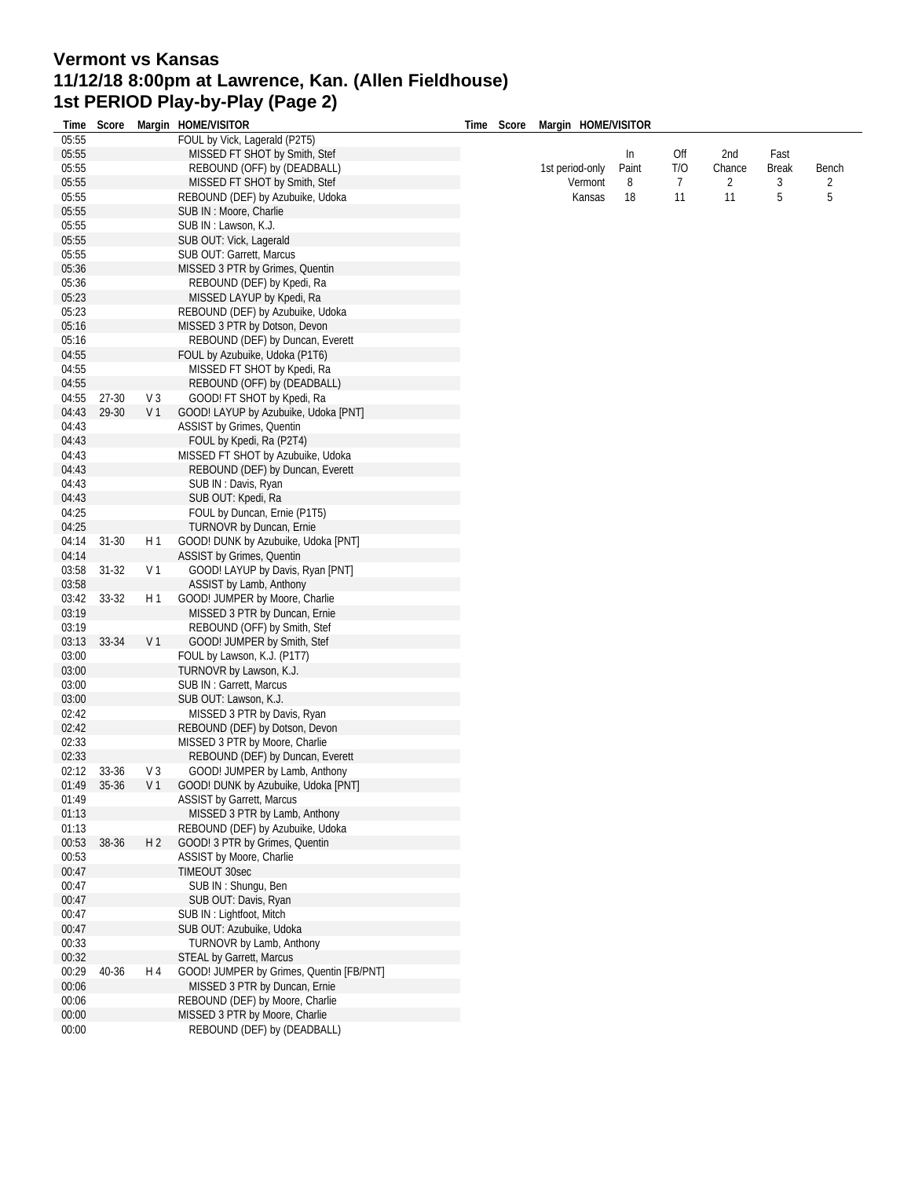# Vermont vs Kansas
# 11/12/18 8:00pm at Lawrence, Kan. (Allen Fieldhouse)
# 1st PERIOD Play-by-Play (Page 2)

| Time | Score | Margin | HOME/VISITOR |
|---|---|---|---|
| 05:55 | | | FOUL by Vick, Lagerald (P2T5) |
| 05:55 | | | MISSED FT SHOT by Smith, Stef |
| 05:55 | | | REBOUND (OFF) by (DEADBALL) |
| 05:55 | | | MISSED FT SHOT by Smith, Stef |
| 05:55 | | | REBOUND (DEF) by Azubuike, Udoka |
| 05:55 | | | SUB IN : Moore, Charlie |
| 05:55 | | | SUB IN : Lawson, K.J. |
| 05:55 | | | SUB OUT: Vick, Lagerald |
| 05:55 | | | SUB OUT: Garrett, Marcus |
| 05:36 | | | MISSED 3 PTR by Grimes, Quentin |
| 05:36 | | | REBOUND (DEF) by Kpedi, Ra |
| 05:23 | | | MISSED LAYUP by Kpedi, Ra |
| 05:23 | | | REBOUND (DEF) by Azubuike, Udoka |
| 05:16 | | | MISSED 3 PTR by Dotson, Devon |
| 05:16 | | | REBOUND (DEF) by Duncan, Everett |
| 04:55 | | | FOUL by Azubuike, Udoka (P1T6) |
| 04:55 | | | MISSED FT SHOT by Kpedi, Ra |
| 04:55 | | | REBOUND (OFF) by (DEADBALL) |
| 04:55 | 27-30 | V 3 | GOOD! FT SHOT by Kpedi, Ra |
| 04:43 | 29-30 | V 1 | GOOD! LAYUP by Azubuike, Udoka [PNT] |
| 04:43 | | | ASSIST by Grimes, Quentin |
| 04:43 | | | FOUL by Kpedi, Ra (P2T4) |
| 04:43 | | | MISSED FT SHOT by Azubuike, Udoka |
| 04:43 | | | REBOUND (DEF) by Duncan, Everett |
| 04:43 | | | SUB IN : Davis, Ryan |
| 04:43 | | | SUB OUT: Kpedi, Ra |
| 04:25 | | | FOUL by Duncan, Ernie (P1T5) |
| 04:25 | | | TURNOVR by Duncan, Ernie |
| 04:14 | 31-30 | H 1 | GOOD! DUNK by Azubuike, Udoka [PNT] |
| 04:14 | | | ASSIST by Grimes, Quentin |
| 03:58 | 31-32 | V 1 | GOOD! LAYUP by Davis, Ryan [PNT] |
| 03:58 | | | ASSIST by Lamb, Anthony |
| 03:42 | 33-32 | H 1 | GOOD! JUMPER by Moore, Charlie |
| 03:19 | | | MISSED 3 PTR by Duncan, Ernie |
| 03:19 | | | REBOUND (OFF) by Smith, Stef |
| 03:13 | 33-34 | V 1 | GOOD! JUMPER by Smith, Stef |
| 03:00 | | | FOUL by Lawson, K.J. (P1T7) |
| 03:00 | | | TURNOVR by Lawson, K.J. |
| 03:00 | | | SUB IN : Garrett, Marcus |
| 03:00 | | | SUB OUT: Lawson, K.J. |
| 02:42 | | | MISSED 3 PTR by Davis, Ryan |
| 02:42 | | | REBOUND (DEF) by Dotson, Devon |
| 02:33 | | | MISSED 3 PTR by Moore, Charlie |
| 02:33 | | | REBOUND (DEF) by Duncan, Everett |
| 02:12 | 33-36 | V 3 | GOOD! JUMPER by Lamb, Anthony |
| 01:49 | 35-36 | V 1 | GOOD! DUNK by Azubuike, Udoka [PNT] |
| 01:49 | | | ASSIST by Garrett, Marcus |
| 01:13 | | | MISSED 3 PTR by Lamb, Anthony |
| 01:13 | | | REBOUND (DEF) by Azubuike, Udoka |
| 00:53 | 38-36 | H 2 | GOOD! 3 PTR by Grimes, Quentin |
| 00:53 | | | ASSIST by Moore, Charlie |
| 00:47 | | | TIMEOUT 30sec |
| 00:47 | | | SUB IN : Shungu, Ben |
| 00:47 | | | SUB OUT: Davis, Ryan |
| 00:47 | | | SUB IN : Lightfoot, Mitch |
| 00:47 | | | SUB OUT: Azubuike, Udoka |
| 00:33 | | | TURNOVR by Lamb, Anthony |
| 00:32 | | | STEAL by Garrett, Marcus |
| 00:29 | 40-36 | H 4 | GOOD! JUMPER by Grimes, Quentin [FB/PNT] |
| 00:06 | | | MISSED 3 PTR by Duncan, Ernie |
| 00:06 | | | REBOUND (DEF) by Moore, Charlie |
| 00:00 | | | MISSED 3 PTR by Moore, Charlie |
| 00:00 | | | REBOUND (DEF) by (DEADBALL) |

| 1st period-only | In Paint | Off T/O | 2nd Chance | Fast Break | Bench |
|---|---|---|---|---|---|
| Vermont | 8 | 7 | 2 | 3 | 2 |
| Kansas | 18 | 11 | 11 | 5 | 5 |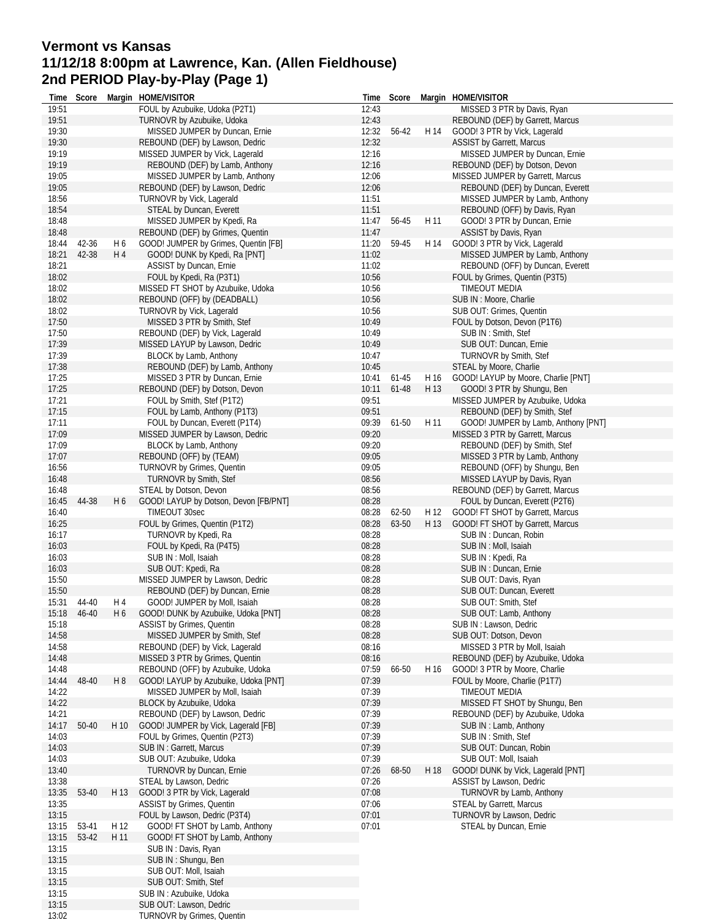# Vermont vs Kansas
## 11/12/18 8:00pm at Lawrence, Kan. (Allen Fieldhouse)
## 2nd PERIOD Play-by-Play (Page 1)

| Time | Score | Margin | HOME/VISITOR |
|---|---|---|---|
| 19:51 | | | FOUL by Azubuike, Udoka (P2T1) |
| 19:51 | | | TURNOVR by Azubuike, Udoka |
| 19:30 | | | MISSED JUMPER by Duncan, Ernie |
| 19:30 | | | REBOUND (DEF) by Lawson, Dedric |
| 19:19 | | | MISSED JUMPER by Vick, Lagerald |
| 19:19 | | | REBOUND (DEF) by Lamb, Anthony |
| 19:05 | | | MISSED JUMPER by Lamb, Anthony |
| 19:05 | | | REBOUND (DEF) by Lawson, Dedric |
| 18:56 | | | TURNOVR by Vick, Lagerald |
| 18:54 | | | STEAL by Duncan, Everett |
| 18:48 | | | MISSED JUMPER by Kpedi, Ra |
| 18:48 | | | REBOUND (DEF) by Grimes, Quentin |
| 18:44 | 42-36 | H 6 | GOOD! JUMPER by Grimes, Quentin [FB] |
| 18:21 | 42-38 | H 4 | GOOD! DUNK by Kpedi, Ra [PNT] |
| 18:21 | | | ASSIST by Duncan, Ernie |
| 18:02 | | | FOUL by Kpedi, Ra (P3T1) |
| 18:02 | | | MISSED FT SHOT by Azubuike, Udoka |
| 18:02 | | | REBOUND (OFF) by (DEADBALL) |
| 18:02 | | | TURNOVR by Vick, Lagerald |
| 17:50 | | | MISSED 3 PTR by Smith, Stef |
| 17:50 | | | REBOUND (DEF) by Vick, Lagerald |
| 17:39 | | | MISSED LAYUP by Lawson, Dedric |
| 17:39 | | | BLOCK by Lamb, Anthony |
| 17:38 | | | REBOUND (DEF) by Lamb, Anthony |
| 17:25 | | | MISSED 3 PTR by Duncan, Ernie |
| 17:25 | | | REBOUND (DEF) by Dotson, Devon |
| 17:21 | | | FOUL by Smith, Stef (P1T2) |
| 17:15 | | | FOUL by Lamb, Anthony (P1T3) |
| 17:11 | | | FOUL by Duncan, Everett (P1T4) |
| 17:09 | | | MISSED JUMPER by Lawson, Dedric |
| 17:09 | | | BLOCK by Lamb, Anthony |
| 17:07 | | | REBOUND (OFF) by (TEAM) |
| 16:56 | | | TURNOVR by Grimes, Quentin |
| 16:48 | | | TURNOVR by Smith, Stef |
| 16:48 | | | STEAL by Dotson, Devon |
| 16:45 | 44-38 | H 6 | GOOD! LAYUP by Dotson, Devon [FB/PNT] |
| 16:40 | | | TIMEOUT 30sec |
| 16:25 | | | FOUL by Grimes, Quentin (P1T2) |
| 16:17 | | | TURNOVR by Kpedi, Ra |
| 16:03 | | | FOUL by Kpedi, Ra (P4T5) |
| 16:03 | | | SUB IN : Moll, Isaiah |
| 16:03 | | | SUB OUT: Kpedi, Ra |
| 15:50 | | | MISSED JUMPER by Lawson, Dedric |
| 15:50 | | | REBOUND (DEF) by Duncan, Ernie |
| 15:31 | 44-40 | H 4 | GOOD! JUMPER by Moll, Isaiah |
| 15:18 | 46-40 | H 6 | GOOD! DUNK by Azubuike, Udoka [PNT] |
| 15:18 | | | ASSIST by Grimes, Quentin |
| 14:58 | | | MISSED JUMPER by Smith, Stef |
| 14:58 | | | REBOUND (DEF) by Vick, Lagerald |
| 14:48 | | | MISSED 3 PTR by Grimes, Quentin |
| 14:48 | | | REBOUND (OFF) by Azubuike, Udoka |
| 14:44 | 48-40 | H 8 | GOOD! LAYUP by Azubuike, Udoka [PNT] |
| 14:22 | | | MISSED JUMPER by Moll, Isaiah |
| 14:22 | | | BLOCK by Azubuike, Udoka |
| 14:21 | | | REBOUND (DEF) by Lawson, Dedric |
| 14:17 | 50-40 | H 10 | GOOD! JUMPER by Vick, Lagerald [FB] |
| 14:03 | | | FOUL by Grimes, Quentin (P2T3) |
| 14:03 | | | SUB IN : Garrett, Marcus |
| 14:03 | | | SUB OUT: Azubuike, Udoka |
| 13:40 | | | TURNOVR by Duncan, Ernie |
| 13:38 | | | STEAL by Lawson, Dedric |
| 13:35 | 53-40 | H 13 | GOOD! 3 PTR by Vick, Lagerald |
| 13:35 | | | ASSIST by Grimes, Quentin |
| 13:15 | | | FOUL by Lawson, Dedric (P3T4) |
| 13:15 | 53-41 | H 12 | GOOD! FT SHOT by Lamb, Anthony |
| 13:15 | 53-42 | H 11 | GOOD! FT SHOT by Lamb, Anthony |
| 13:15 | | | SUB IN : Davis, Ryan |
| 13:15 | | | SUB IN : Shungu, Ben |
| 13:15 | | | SUB OUT: Moll, Isaiah |
| 13:15 | | | SUB OUT: Smith, Stef |
| 13:15 | | | SUB IN : Azubuike, Udoka |
| 13:15 | | | SUB OUT: Lawson, Dedric |
| 13:02 | | | TURNOVR by Grimes, Quentin |
| 12:43 | | | MISSED 3 PTR by Davis, Ryan |
| 12:43 | | | REBOUND (DEF) by Garrett, Marcus |
| 12:32 | 56-42 | H 14 | GOOD! 3 PTR by Vick, Lagerald |
| 12:32 | | | ASSIST by Garrett, Marcus |
| 12:16 | | | MISSED JUMPER by Duncan, Ernie |
| 12:16 | | | REBOUND (DEF) by Dotson, Devon |
| 12:06 | | | MISSED JUMPER by Garrett, Marcus |
| 12:06 | | | REBOUND (DEF) by Duncan, Everett |
| 11:51 | | | MISSED JUMPER by Lamb, Anthony |
| 11:51 | | | REBOUND (OFF) by Davis, Ryan |
| 11:47 | 56-45 | H 11 | GOOD! 3 PTR by Duncan, Ernie |
| 11:47 | | | ASSIST by Davis, Ryan |
| 11:20 | 59-45 | H 14 | GOOD! 3 PTR by Vick, Lagerald |
| 11:02 | | | MISSED JUMPER by Lamb, Anthony |
| 11:02 | | | REBOUND (OFF) by Duncan, Everett |
| 10:56 | | | FOUL by Grimes, Quentin (P3T5) |
| 10:56 | | | TIMEOUT MEDIA |
| 10:56 | | | SUB IN : Moore, Charlie |
| 10:56 | | | SUB OUT: Grimes, Quentin |
| 10:49 | | | FOUL by Dotson, Devon (P1T6) |
| 10:49 | | | SUB IN : Smith, Stef |
| 10:49 | | | SUB OUT: Duncan, Ernie |
| 10:47 | | | TURNOVR by Smith, Stef |
| 10:45 | | | STEAL by Moore, Charlie |
| 10:41 | 61-45 | H 16 | GOOD! LAYUP by Moore, Charlie [PNT] |
| 10:11 | 61-48 | H 13 | GOOD! 3 PTR by Shungu, Ben |
| 09:51 | | | MISSED JUMPER by Azubuike, Udoka |
| 09:51 | | | REBOUND (DEF) by Smith, Stef |
| 09:39 | 61-50 | H 11 | GOOD! JUMPER by Lamb, Anthony [PNT] |
| 09:20 | | | MISSED 3 PTR by Garrett, Marcus |
| 09:20 | | | REBOUND (DEF) by Smith, Stef |
| 09:05 | | | MISSED 3 PTR by Lamb, Anthony |
| 09:05 | | | REBOUND (OFF) by Shungu, Ben |
| 08:56 | | | MISSED LAYUP by Davis, Ryan |
| 08:56 | | | REBOUND (DEF) by Garrett, Marcus |
| 08:28 | | | FOUL by Duncan, Everett (P2T6) |
| 08:28 | 62-50 | H 12 | GOOD! FT SHOT by Garrett, Marcus |
| 08:28 | 63-50 | H 13 | GOOD! FT SHOT by Garrett, Marcus |
| 08:28 | | | SUB IN : Duncan, Robin |
| 08:28 | | | SUB IN : Moll, Isaiah |
| 08:28 | | | SUB IN : Kpedi, Ra |
| 08:28 | | | SUB IN : Duncan, Ernie |
| 08:28 | | | SUB OUT: Davis, Ryan |
| 08:28 | | | SUB OUT: Duncan, Everett |
| 08:28 | | | SUB OUT: Smith, Stef |
| 08:28 | | | SUB OUT: Lamb, Anthony |
| 08:28 | | | SUB IN : Lawson, Dedric |
| 08:28 | | | SUB OUT: Dotson, Devon |
| 08:16 | | | MISSED 3 PTR by Moll, Isaiah |
| 08:16 | | | REBOUND (DEF) by Azubuike, Udoka |
| 07:59 | 66-50 | H 16 | GOOD! 3 PTR by Moore, Charlie |
| 07:39 | | | FOUL by Moore, Charlie (P1T7) |
| 07:39 | | | TIMEOUT MEDIA |
| 07:39 | | | MISSED FT SHOT by Shungu, Ben |
| 07:39 | | | REBOUND (DEF) by Azubuike, Udoka |
| 07:39 | | | SUB IN : Lamb, Anthony |
| 07:39 | | | SUB IN : Smith, Stef |
| 07:39 | | | SUB OUT: Duncan, Robin |
| 07:39 | | | SUB OUT: Moll, Isaiah |
| 07:26 | 68-50 | H 18 | GOOD! DUNK by Vick, Lagerald [PNT] |
| 07:26 | | | ASSIST by Lawson, Dedric |
| 07:08 | | | TURNOVR by Lamb, Anthony |
| 07:06 | | | STEAL by Garrett, Marcus |
| 07:01 | | | TURNOVR by Lawson, Dedric |
| 07:01 | | | STEAL by Duncan, Ernie |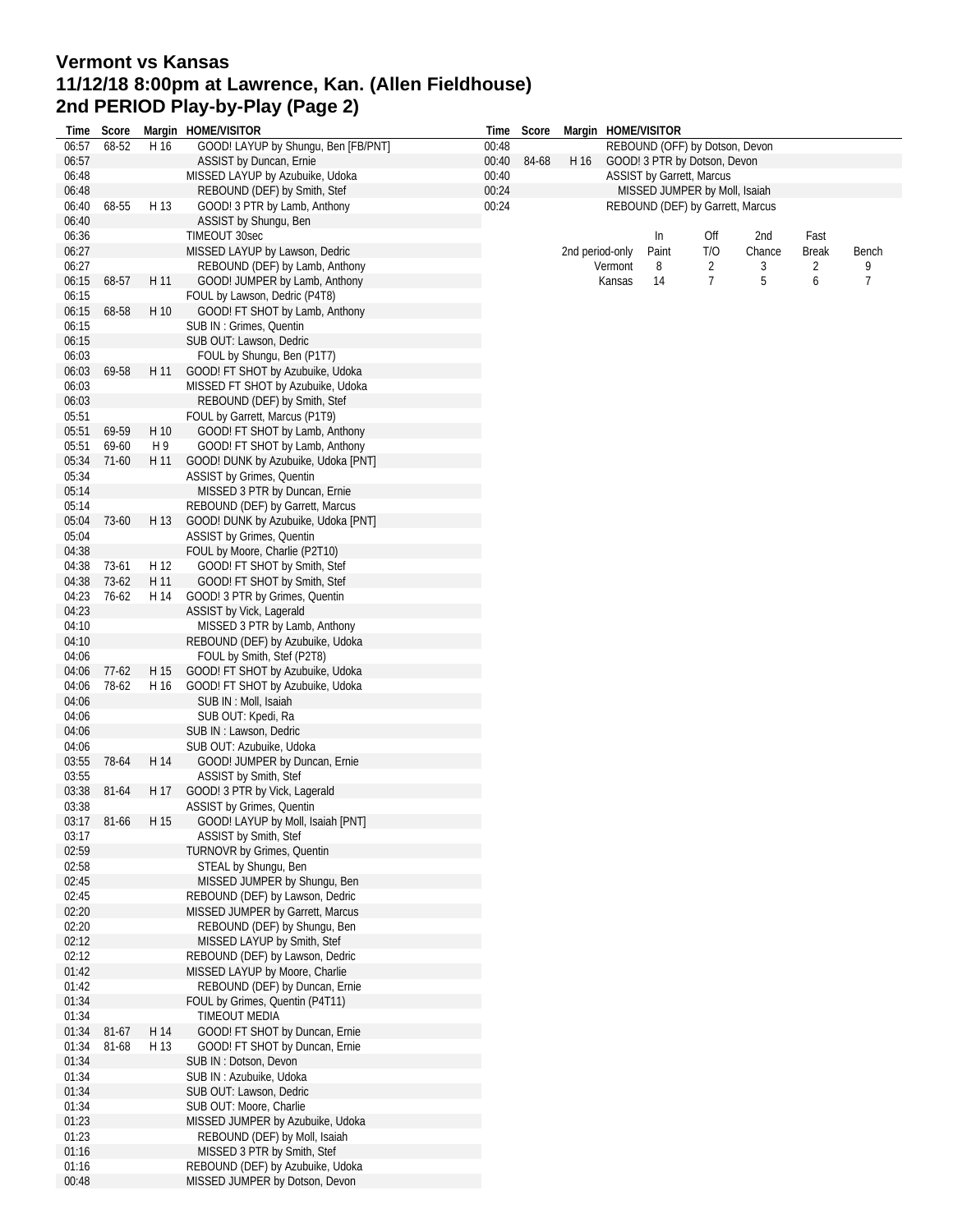# Vermont vs Kansas
## 11/12/18 8:00pm at Lawrence, Kan. (Allen Fieldhouse)
## 2nd PERIOD Play-by-Play (Page 2)

| Time | Score | Margin | HOME/VISITOR |
|---|---|---|---|
| 06:57 | 68-52 | H 16 | GOOD! LAYUP by Shungu, Ben [FB/PNT] |
| 06:57 | | | ASSIST by Duncan, Ernie |
| 06:48 | | | MISSED LAYUP by Azubuike, Udoka |
| 06:48 | | | REBOUND (DEF) by Smith, Stef |
| 06:40 | 68-55 | H 13 | GOOD! 3 PTR by Lamb, Anthony |
| 06:40 | | | ASSIST by Shungu, Ben |
| 06:36 | | | TIMEOUT 30sec |
| 06:27 | | | MISSED LAYUP by Lawson, Dedric |
| 06:27 | | | REBOUND (DEF) by Lamb, Anthony |
| 06:15 | 68-57 | H 11 | GOOD! JUMPER by Lamb, Anthony |
| 06:15 | | | FOUL by Lawson, Dedric (P4T8) |
| 06:15 | 68-58 | H 10 | GOOD! FT SHOT by Lamb, Anthony |
| 06:15 | | | SUB IN : Grimes, Quentin |
| 06:15 | | | SUB OUT: Lawson, Dedric |
| 06:03 | | | FOUL by Shungu, Ben (P1T7) |
| 06:03 | 69-58 | H 11 | GOOD! FT SHOT by Azubuike, Udoka |
| 06:03 | | | MISSED FT SHOT by Azubuike, Udoka |
| 06:03 | | | REBOUND (DEF) by Smith, Stef |
| 05:51 | | | FOUL by Garrett, Marcus (P1T9) |
| 05:51 | 69-59 | H 10 | GOOD! FT SHOT by Lamb, Anthony |
| 05:51 | 69-60 | H 9 | GOOD! FT SHOT by Lamb, Anthony |
| 05:34 | 71-60 | H 11 | GOOD! DUNK by Azubuike, Udoka [PNT] |
| 05:34 | | | ASSIST by Grimes, Quentin |
| 05:14 | | | MISSED 3 PTR by Duncan, Ernie |
| 05:14 | | | REBOUND (DEF) by Garrett, Marcus |
| 05:04 | 73-60 | H 13 | GOOD! DUNK by Azubuike, Udoka [PNT] |
| 05:04 | | | ASSIST by Grimes, Quentin |
| 04:38 | | | FOUL by Moore, Charlie (P2T10) |
| 04:38 | 73-61 | H 12 | GOOD! FT SHOT by Smith, Stef |
| 04:38 | 73-62 | H 11 | GOOD! FT SHOT by Smith, Stef |
| 04:23 | 76-62 | H 14 | GOOD! 3 PTR by Grimes, Quentin |
| 04:23 | | | ASSIST by Vick, Lagerald |
| 04:10 | | | MISSED 3 PTR by Lamb, Anthony |
| 04:10 | | | REBOUND (DEF) by Azubuike, Udoka |
| 04:06 | | | FOUL by Smith, Stef (P2T8) |
| 04:06 | 77-62 | H 15 | GOOD! FT SHOT by Azubuike, Udoka |
| 04:06 | 78-62 | H 16 | GOOD! FT SHOT by Azubuike, Udoka |
| 04:06 | | | SUB IN : Moll, Isaiah |
| 04:06 | | | SUB OUT: Kpedi, Ra |
| 04:06 | | | SUB IN : Lawson, Dedric |
| 04:06 | | | SUB OUT: Azubuike, Udoka |
| 03:55 | 78-64 | H 14 | GOOD! JUMPER by Duncan, Ernie |
| 03:55 | | | ASSIST by Smith, Stef |
| 03:38 | 81-64 | H 17 | GOOD! 3 PTR by Vick, Lagerald |
| 03:38 | | | ASSIST by Grimes, Quentin |
| 03:17 | 81-66 | H 15 | GOOD! LAYUP by Moll, Isaiah [PNT] |
| 03:17 | | | ASSIST by Smith, Stef |
| 02:59 | | | TURNOVR by Grimes, Quentin |
| 02:58 | | | STEAL by Shungu, Ben |
| 02:45 | | | MISSED JUMPER by Shungu, Ben |
| 02:45 | | | REBOUND (DEF) by Lawson, Dedric |
| 02:20 | | | MISSED JUMPER by Garrett, Marcus |
| 02:20 | | | REBOUND (DEF) by Shungu, Ben |
| 02:12 | | | MISSED LAYUP by Smith, Stef |
| 02:12 | | | REBOUND (DEF) by Lawson, Dedric |
| 01:42 | | | MISSED LAYUP by Moore, Charlie |
| 01:42 | | | REBOUND (DEF) by Duncan, Ernie |
| 01:34 | | | FOUL by Grimes, Quentin (P4T11) |
| 01:34 | | | TIMEOUT MEDIA |
| 01:34 | 81-67 | H 14 | GOOD! FT SHOT by Duncan, Ernie |
| 01:34 | 81-68 | H 13 | GOOD! FT SHOT by Duncan, Ernie |
| 01:34 | | | SUB IN : Dotson, Devon |
| 01:34 | | | SUB IN : Azubuike, Udoka |
| 01:34 | | | SUB OUT: Lawson, Dedric |
| 01:34 | | | SUB OUT: Moore, Charlie |
| 01:23 | | | MISSED JUMPER by Azubuike, Udoka |
| 01:23 | | | REBOUND (DEF) by Moll, Isaiah |
| 01:16 | | | MISSED 3 PTR by Smith, Stef |
| 01:16 | | | REBOUND (DEF) by Azubuike, Udoka |
| 00:48 | | | MISSED JUMPER by Dotson, Devon |
| 00:48 | | | REBOUND (OFF) by Dotson, Devon |
| 00:40 | 84-68 | H 16 | GOOD! 3 PTR by Dotson, Devon |
| 00:40 | | | ASSIST by Garrett, Marcus |
| 00:24 | | | MISSED JUMPER by Moll, Isaiah |
| 00:24 | | | REBOUND (DEF) by Garrett, Marcus |

| 2nd period-only | In Paint | Off T/O | 2nd Chance | Fast Break | Bench |
|---|---|---|---|---|---|
| Vermont | 8 | 2 | 3 | 2 | 9 |
| Kansas | 14 | 7 | 5 | 6 | 7 |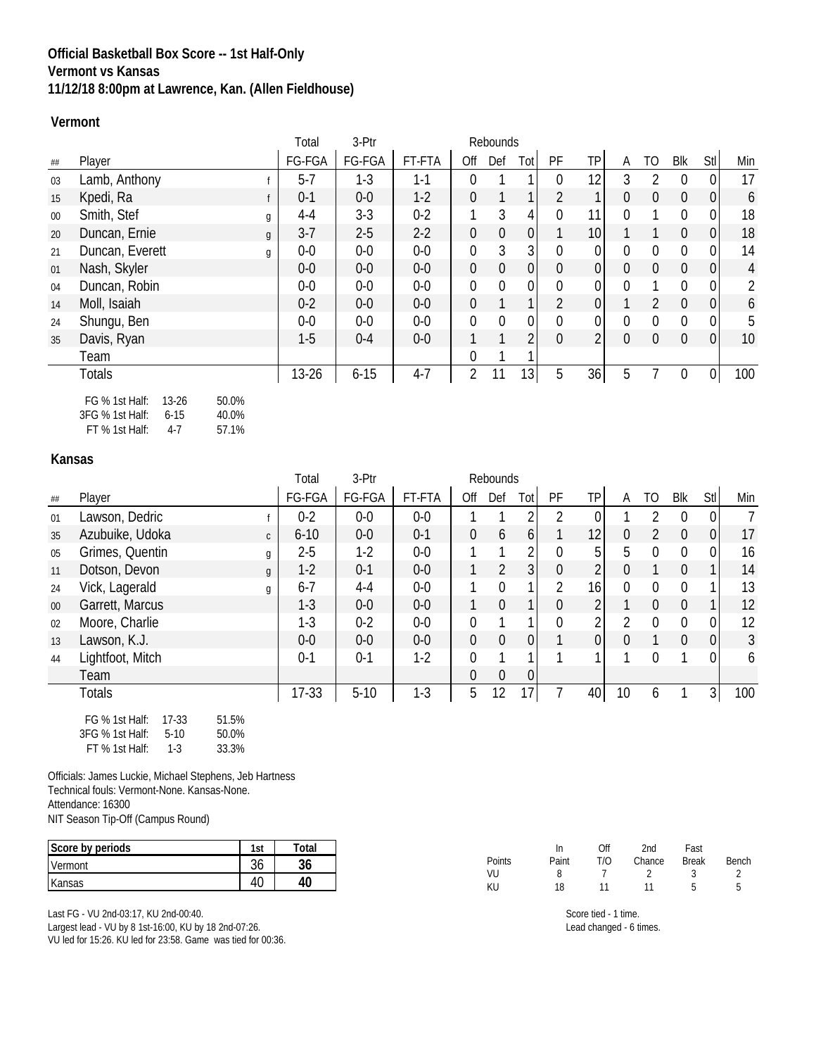**Official Basketball Box Score -- 1st Half-Only**
**Vermont vs Kansas**
**11/12/18 8:00pm at Lawrence, Kan. (Allen Fieldhouse)**

**Vermont**

| ## | Player | | Total FG-FGA | 3-Ptr FG-FGA | FT-FTA | Rebounds Off | Def | Tot | PF | TP | A | TO | Blk | Stl | Min |
|---|---|---|---|---|---|---|---|---|---|---|---|---|---|---|---|
| 03 | Lamb, Anthony | f | 5-7 | 1-3 | 1-1 | 0 | 1 | 1 | 0 | 12 | 3 | 2 | 0 | 0 | 17 |
| 15 | Kpedi, Ra | f | 0-1 | 0-0 | 1-2 | 0 | 1 | 1 | 2 | 1 | 0 | 0 | 0 | 0 | 6 |
| 00 | Smith, Stef | g | 4-4 | 3-3 | 0-2 | 1 | 3 | 4 | 0 | 11 | 0 | 1 | 0 | 0 | 18 |
| 20 | Duncan, Ernie | g | 3-7 | 2-5 | 2-2 | 0 | 0 | 0 | 1 | 10 | 1 | 1 | 0 | 0 | 18 |
| 21 | Duncan, Everett | g | 0-0 | 0-0 | 0-0 | 0 | 3 | 3 | 0 | 0 | 0 | 0 | 0 | 0 | 14 |
| 01 | Nash, Skyler | | 0-0 | 0-0 | 0-0 | 0 | 0 | 0 | 0 | 0 | 0 | 0 | 0 | 0 | 4 |
| 04 | Duncan, Robin | | 0-0 | 0-0 | 0-0 | 0 | 0 | 0 | 0 | 0 | 0 | 1 | 0 | 0 | 2 |
| 14 | Moll, Isaiah | | 0-2 | 0-0 | 0-0 | 0 | 1 | 1 | 2 | 0 | 1 | 2 | 0 | 0 | 6 |
| 24 | Shungu, Ben | | 0-0 | 0-0 | 0-0 | 0 | 0 | 0 | 0 | 0 | 0 | 0 | 0 | 0 | 5 |
| 35 | Davis, Ryan | | 1-5 | 0-4 | 0-0 | 1 | 1 | 2 | 0 | 2 | 0 | 0 | 0 | 0 | 10 |
| | Team | | | | | 0 | 1 | 1 | | | | | | | |
| | Totals | | 13-26 | 6-15 | 4-7 | 2 | 11 | 13 | 5 | 36 | 5 | 7 | 0 | 0 | 100 |

FG % 1st Half: 13-26 50.0%
3FG % 1st Half: 6-15 40.0%
FT % 1st Half: 4-7 57.1%

**Kansas**

| ## | Player | | Total FG-FGA | 3-Ptr FG-FGA | FT-FTA | Rebounds Off | Def | Tot | PF | TP | A | TO | Blk | Stl | Min |
|---|---|---|---|---|---|---|---|---|---|---|---|---|---|---|---|
| 01 | Lawson, Dedric | f | 0-2 | 0-0 | 0-0 | 1 | 1 | 2 | 2 | 0 | 1 | 2 | 0 | 0 | 7 |
| 35 | Azubuike, Udoka | c | 6-10 | 0-0 | 0-1 | 0 | 6 | 6 | 1 | 12 | 0 | 2 | 0 | 0 | 17 |
| 05 | Grimes, Quentin | g | 2-5 | 1-2 | 0-0 | 1 | 1 | 2 | 0 | 5 | 5 | 0 | 0 | 0 | 16 |
| 11 | Dotson, Devon | g | 1-2 | 0-1 | 0-0 | 1 | 2 | 3 | 0 | 2 | 0 | 1 | 0 | 1 | 14 |
| 24 | Vick, Lagerald | g | 6-7 | 4-4 | 0-0 | 1 | 0 | 1 | 2 | 16 | 0 | 0 | 0 | 1 | 13 |
| 00 | Garrett, Marcus | | 1-3 | 0-0 | 0-0 | 1 | 0 | 1 | 0 | 2 | 1 | 0 | 0 | 1 | 12 |
| 02 | Moore, Charlie | | 1-3 | 0-2 | 0-0 | 0 | 1 | 1 | 0 | 2 | 2 | 0 | 0 | 0 | 12 |
| 13 | Lawson, K.J. | | 0-0 | 0-0 | 0-0 | 0 | 0 | 0 | 1 | 0 | 0 | 1 | 0 | 0 | 3 |
| 44 | Lightfoot, Mitch | | 0-1 | 0-1 | 1-2 | 0 | 1 | 1 | 1 | 1 | 1 | 0 | 1 | 0 | 6 |
| | Team | | | | | 0 | 0 | 0 | | | | | | | |
| | Totals | | 17-33 | 5-10 | 1-3 | 5 | 12 | 17 | 7 | 40 | 10 | 6 | 1 | 3 | 100 |

FG % 1st Half: 17-33 51.5%
3FG % 1st Half: 5-10 50.0%
FT % 1st Half: 1-3 33.3%

Officials: James Luckie, Michael Stephens, Jeb Hartness
Technical fouls: Vermont-None. Kansas-None.
Attendance: 16300
NIT Season Tip-Off (Campus Round)

| Score by periods | 1st | Total |
|---|---|---|
| Vermont | 36 | **36** |
| Kansas | 40 | **40** |

| Points | In Paint | Off T/O | 2nd Chance | Fast Break | Bench |
|---|---|---|---|---|---|
| VU | 8 | 7 | 2 | 3 | 2 |
| KU | 18 | 11 | 11 | 5 | 5 |

Last FG - VU 2nd-03:17, KU 2nd-00:40.
Largest lead - VU by 8 1st-16:00, KU by 18 2nd-07:26.
VU led for 15:26. KU led for 23:58. Game was tied for 00:36.

Score tied - 1 time.
Lead changed - 6 times.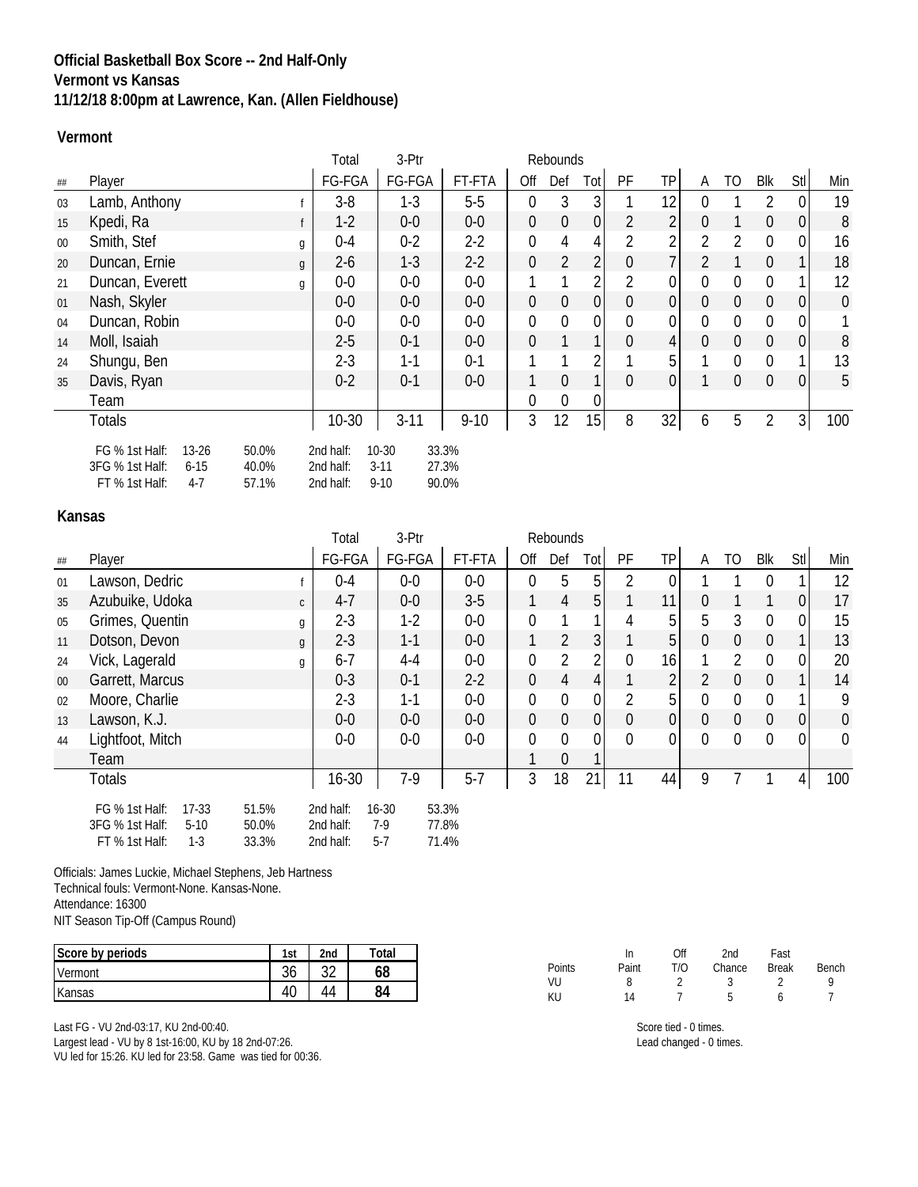**Official Basketball Box Score -- 2nd Half-Only**
**Vermont vs Kansas**
**11/12/18 8:00pm at Lawrence, Kan. (Allen Fieldhouse)**

### Vermont

| ## | Player | | Total FG-FGA | 3-Ptr FG-FGA | FT-FTA | Rebounds Off | Def | Tot | PF | TP | A | TO | Blk | Stl | Min |
|---|---|---|---|---|---|---|---|---|---|---|---|---|---|---|---|
| 03 | Lamb, Anthony | f | 3-8 | 1-3 | 5-5 | 0 | 3 | 3 | 1 | 12 | 0 | 1 | 2 | 0 | 19 |
| 15 | Kpedi, Ra | f | 1-2 | 0-0 | 0-0 | 0 | 0 | 0 | 2 | 2 | 0 | 1 | 0 | 0 | 8 |
| 00 | Smith, Stef | g | 0-4 | 0-2 | 2-2 | 0 | 4 | 4 | 2 | 2 | 2 | 2 | 0 | 0 | 16 |
| 20 | Duncan, Ernie | g | 2-6 | 1-3 | 2-2 | 0 | 2 | 2 | 0 | 7 | 2 | 1 | 0 | 1 | 18 |
| 21 | Duncan, Everett | g | 0-0 | 0-0 | 0-0 | 1 | 1 | 2 | 2 | 0 | 0 | 0 | 0 | 1 | 12 |
| 01 | Nash, Skyler | | 0-0 | 0-0 | 0-0 | 0 | 0 | 0 | 0 | 0 | 0 | 0 | 0 | 0 | 0 |
| 04 | Duncan, Robin | | 0-0 | 0-0 | 0-0 | 0 | 0 | 0 | 0 | 0 | 0 | 0 | 0 | 0 | 1 |
| 14 | Moll, Isaiah | | 2-5 | 0-1 | 0-0 | 0 | 1 | 1 | 0 | 4 | 0 | 0 | 0 | 0 | 8 |
| 24 | Shungu, Ben | | 2-3 | 1-1 | 0-1 | 1 | 1 | 2 | 1 | 5 | 1 | 0 | 0 | 1 | 13 |
| 35 | Davis, Ryan | | 0-2 | 0-1 | 0-0 | 1 | 0 | 1 | 0 | 0 | 1 | 0 | 0 | 0 | 5 |
| | Team | | | | | 0 | 0 | 0 | | | | | | | |
| | Totals | | 10-30 | 3-11 | 9-10 | 3 | 12 | 15 | 8 | 32 | 6 | 5 | 2 | 3 | 100 |

| | | | | | |
|---|---|---|---|---|---|
| FG % 1st Half: | 13-26 | 50.0% | 2nd half: | 10-30 | 33.3% |
| 3FG % 1st Half: | 6-15 | 40.0% | 2nd half: | 3-11 | 27.3% |
| FT % 1st Half: | 4-7 | 57.1% | 2nd half: | 9-10 | 90.0% |

### Kansas

| ## | Player | | Total FG-FGA | 3-Ptr FG-FGA | FT-FTA | Rebounds Off | Def | Tot | PF | TP | A | TO | Blk | Stl | Min |
|---|---|---|---|---|---|---|---|---|---|---|---|---|---|---|---|
| 01 | Lawson, Dedric | f | 0-4 | 0-0 | 0-0 | 0 | 5 | 5 | 2 | 0 | 1 | 1 | 0 | 1 | 12 |
| 35 | Azubuike, Udoka | c | 4-7 | 0-0 | 3-5 | 1 | 4 | 5 | 1 | 11 | 0 | 1 | 1 | 0 | 17 |
| 05 | Grimes, Quentin | g | 2-3 | 1-2 | 0-0 | 0 | 1 | 1 | 4 | 5 | 5 | 3 | 0 | 0 | 15 |
| 11 | Dotson, Devon | g | 2-3 | 1-1 | 0-0 | 1 | 2 | 3 | 1 | 5 | 0 | 0 | 0 | 1 | 13 |
| 24 | Vick, Lagerald | g | 6-7 | 4-4 | 0-0 | 0 | 2 | 2 | 0 | 16 | 1 | 2 | 0 | 0 | 20 |
| 00 | Garrett, Marcus | | 0-3 | 0-1 | 2-2 | 0 | 4 | 4 | 1 | 2 | 2 | 0 | 0 | 1 | 14 |
| 02 | Moore, Charlie | | 2-3 | 1-1 | 0-0 | 0 | 0 | 0 | 2 | 5 | 0 | 0 | 0 | 1 | 9 |
| 13 | Lawson, K.J. | | 0-0 | 0-0 | 0-0 | 0 | 0 | 0 | 0 | 0 | 0 | 0 | 0 | 0 | 0 |
| 44 | Lightfoot, Mitch | | 0-0 | 0-0 | 0-0 | 0 | 0 | 0 | 0 | 0 | 0 | 0 | 0 | 0 | 0 |
| | Team | | | | | 1 | 0 | 1 | | | | | | | |
| | Totals | | 16-30 | 7-9 | 5-7 | 3 | 18 | 21 | 11 | 44 | 9 | 7 | 1 | 4 | 100 |

| | | | | | |
|---|---|---|---|---|---|
| FG % 1st Half: | 17-33 | 51.5% | 2nd half: | 16-30 | 53.3% |
| 3FG % 1st Half: | 5-10 | 50.0% | 2nd half: | 7-9 | 77.8% |
| FT % 1st Half: | 1-3 | 33.3% | 2nd half: | 5-7 | 71.4% |

Officials: James Luckie, Michael Stephens, Jeb Hartness
Technical fouls: Vermont-None. Kansas-None.
Attendance: 16300
NIT Season Tip-Off (Campus Round)

| Score by periods | 1st | 2nd | Total |
|---|---|---|---|
| Vermont | 36 | 32 | 68 |
| Kansas | 40 | 44 | 84 |

| Points | In Paint | Off T/O | 2nd Chance | Fast Break | Bench |
|---|---|---|---|---|---|
| VU | 8 | 2 | 3 | 2 | 9 |
| KU | 14 | 7 | 5 | 6 | 7 |

Last FG - VU 2nd-03:17, KU 2nd-00:40.
Largest lead - VU by 8 1st-16:00, KU by 18 2nd-07:26.
VU led for 15:26. KU led for 23:58. Game was tied for 00:36.

Score tied - 0 times.
Lead changed - 0 times.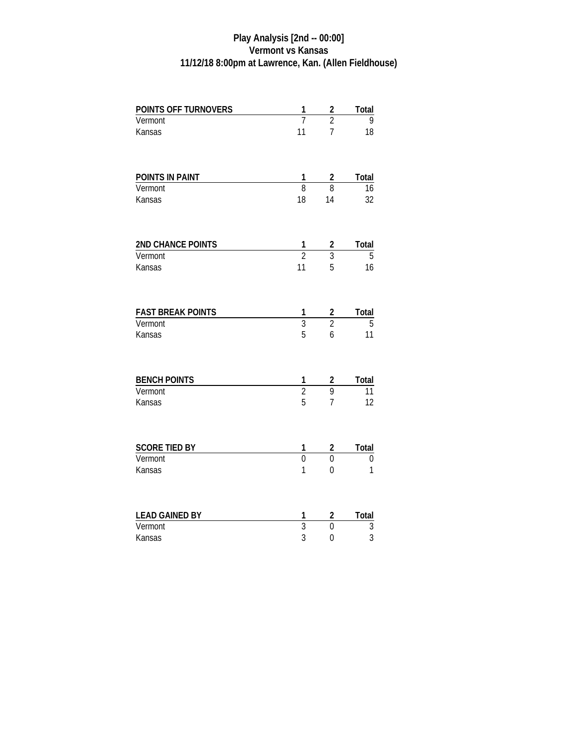# Play Analysis [2nd -- 00:00]
## Vermont vs Kansas
## 11/12/18 8:00pm at Lawrence, Kan. (Allen Fieldhouse)

| POINTS OFF TURNOVERS | 1 | 2 | Total |
|---|---|---|---|
| Vermont | 7 | 2 | 9 |
| Kansas | 11 | 7 | 18 |

| POINTS IN PAINT | 1 | 2 | Total |
|---|---|---|---|
| Vermont | 8 | 8 | 16 |
| Kansas | 18 | 14 | 32 |

| 2ND CHANCE POINTS | 1 | 2 | Total |
|---|---|---|---|
| Vermont | 2 | 3 | 5 |
| Kansas | 11 | 5 | 16 |

| FAST BREAK POINTS | 1 | 2 | Total |
|---|---|---|---|
| Vermont | 3 | 2 | 5 |
| Kansas | 5 | 6 | 11 |

| BENCH POINTS | 1 | 2 | Total |
|---|---|---|---|
| Vermont | 2 | 9 | 11 |
| Kansas | 5 | 7 | 12 |

| SCORE TIED BY | 1 | 2 | Total |
|---|---|---|---|
| Vermont | 0 | 0 | 0 |
| Kansas | 1 | 0 | 1 |

| LEAD GAINED BY | 1 | 2 | Total |
|---|---|---|---|
| Vermont | 3 | 0 | 3 |
| Kansas | 3 | 0 | 3 |